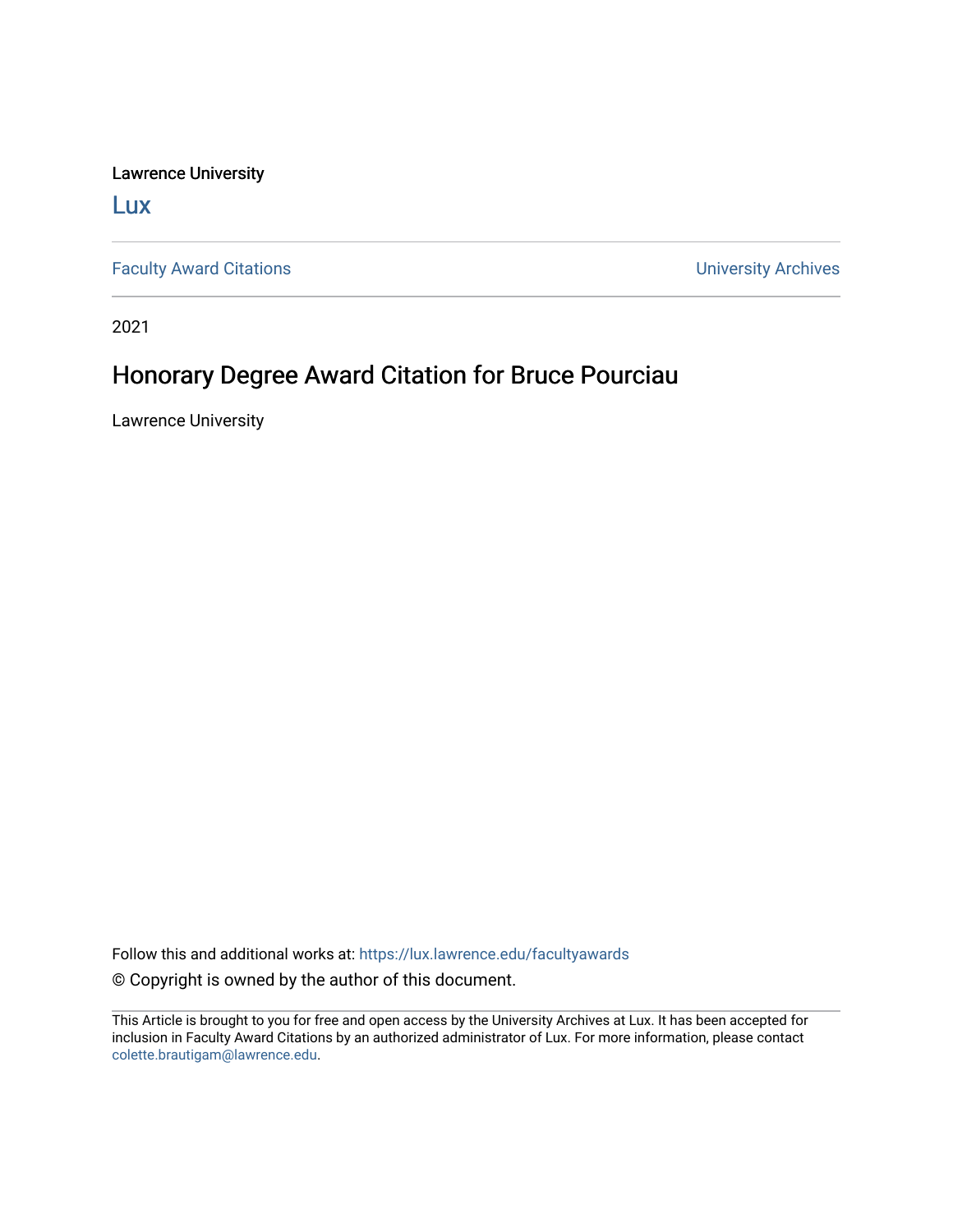Lawrence University

Lux

Faculty Award Citations

University Archives

2021

# Honorary Degree Award Citation for Bruce Pourciau

Lawrence University

Follow this and additional works at: https://lux.lawrence.edu/facultyawards

© Copyright is owned by the author of this document.

This Article is brought to you for free and open access by the University Archives at Lux. It has been accepted for inclusion in Faculty Award Citations by an authorized administrator of Lux. For more information, please contact colette.brautigam@lawrence.edu.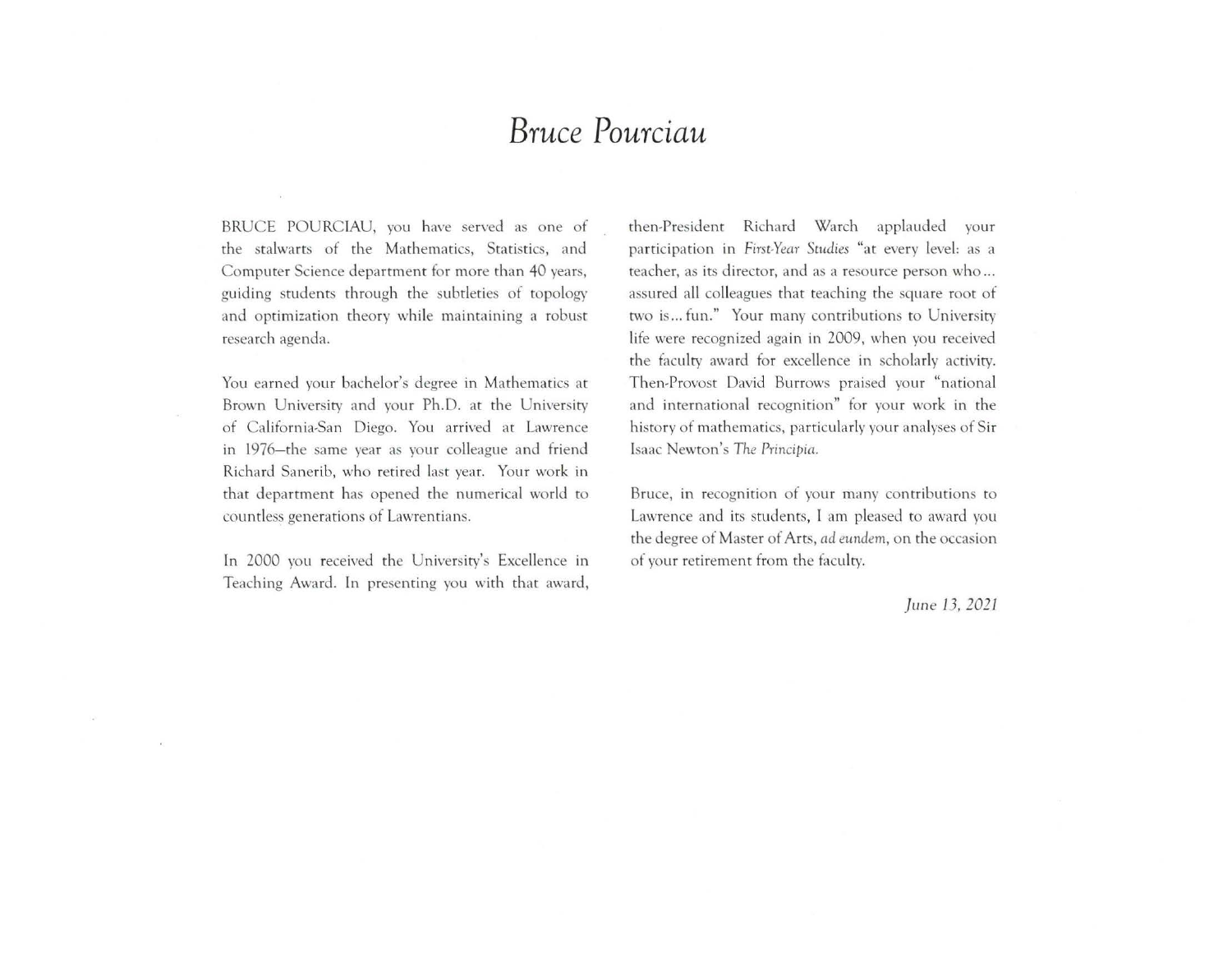# *Bruce Pourciau*

BRUCE POURCIAU, you have served as one of the stalwarts of the Mathematics, Statistics, and Computer Science department for more than 40 years, guiding students through the subtleties of topology and optimization theory while maintaining a robust research agenda.

You earned your bachelor's degree in Mathematics at Brown University and your Ph.D. at the University of California-San Diego. You arrived at Lawrence in 1976—the same year as your colleague and friend Richard Sanerib, who retired last year. Your work in that department has opened the numerical world to countless generations of Lawrentians.

In 2000 you received the University's Excellence in Teaching Award. In presenting you with that award, then-President Richard Warch applauded your participation in *First-Year Studies* "at every level: as a teacher, as its director, and as a resource person who… assured all colleagues that teaching the square root of two is… fun." Your many contributions to University life were recognized again in 2009, when you received the faculty award for excellence in scholarly activity. Then-Provost David Burrows praised your "national and international recognition" for your work in the history of mathematics, particularly your analyses of Sir Isaac Newton's *The Principia*.

Bruce, in recognition of your many contributions to Lawrence and its students, I am pleased to award you the degree of Master of Arts, *ad eundem*, on the occasion of your retirement from the faculty.

*June 13, 2021*